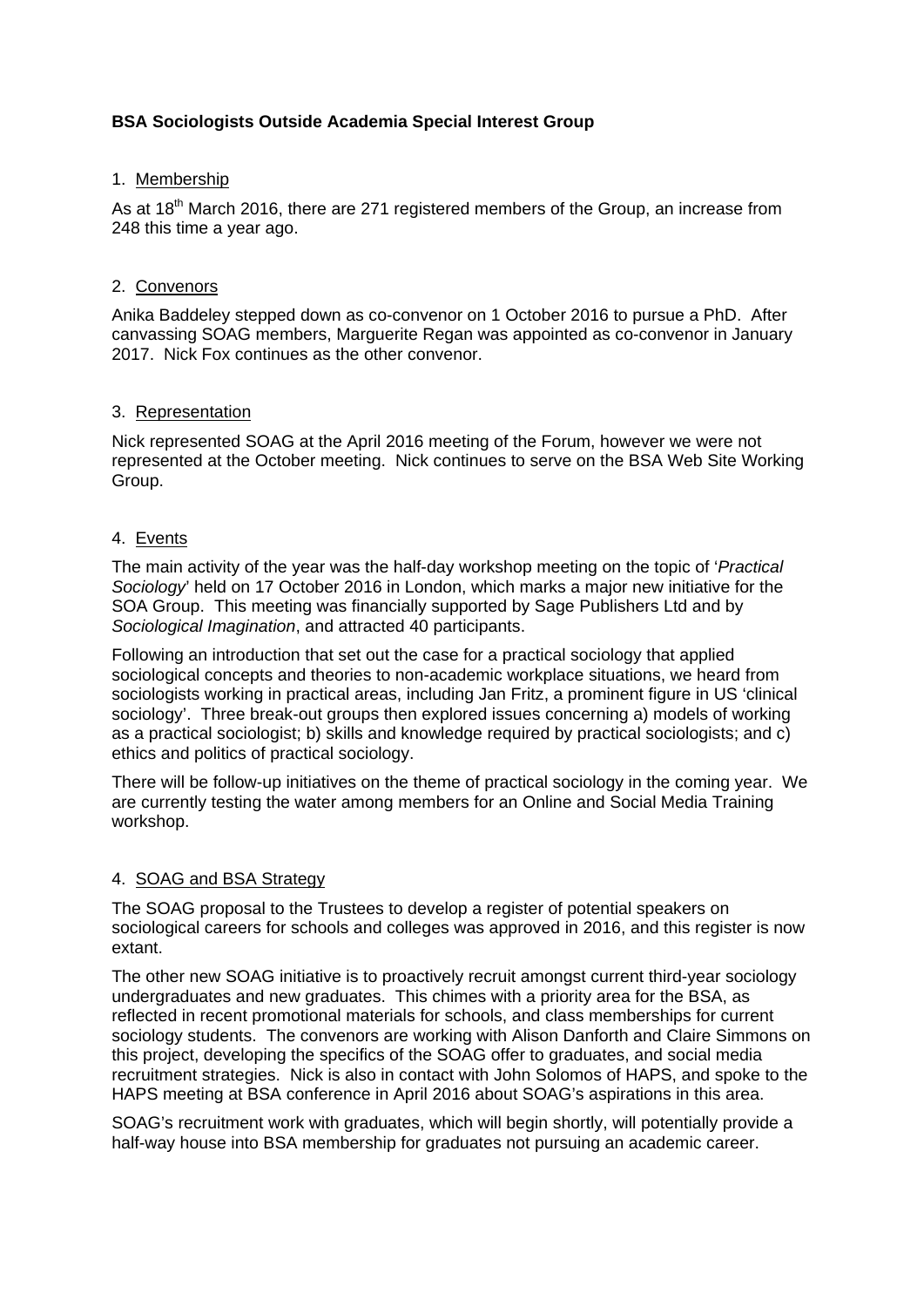**BSA Sociologists Outside Academia Special Interest Group**

1. Membership

As at 18th March 2016, there are 271 registered members of the Group, an increase from 248 this time a year ago.

2. Convenors

Anika Baddeley stepped down as co-convenor on 1 October 2016 to pursue a PhD. After canvassing SOAG members, Marguerite Regan was appointed as co-convenor in January 2017. Nick Fox continues as the other convenor.

3. Representation

Nick represented SOAG at the April 2016 meeting of the Forum, however we were not represented at the October meeting. Nick continues to serve on the BSA Web Site Working Group.

4. Events

The main activity of the year was the half-day workshop meeting on the topic of '*Practical Sociology*' held on 17 October 2016 in London, which marks a major new initiative for the SOA Group. This meeting was financially supported by Sage Publishers Ltd and by *Sociological Imagination*, and attracted 40 participants.

Following an introduction that set out the case for a practical sociology that applied sociological concepts and theories to non-academic workplace situations, we heard from sociologists working in practical areas, including Jan Fritz, a prominent figure in US 'clinical sociology'. Three break-out groups then explored issues concerning a) models of working as a practical sociologist; b) skills and knowledge required by practical sociologists; and c) ethics and politics of practical sociology.

There will be follow-up initiatives on the theme of practical sociology in the coming year. We are currently testing the water among members for an Online and Social Media Training workshop.

4. SOAG and BSA Strategy

The SOAG proposal to the Trustees to develop a register of potential speakers on sociological careers for schools and colleges was approved in 2016, and this register is now extant.

The other new SOAG initiative is to proactively recruit amongst current third-year sociology undergraduates and new graduates. This chimes with a priority area for the BSA, as reflected in recent promotional materials for schools, and class memberships for current sociology students. The convenors are working with Alison Danforth and Claire Simmons on this project, developing the specifics of the SOAG offer to graduates, and social media recruitment strategies. Nick is also in contact with John Solomos of HAPS, and spoke to the HAPS meeting at BSA conference in April 2016 about SOAG's aspirations in this area.

SOAG's recruitment work with graduates, which will begin shortly, will potentially provide a half-way house into BSA membership for graduates not pursuing an academic career.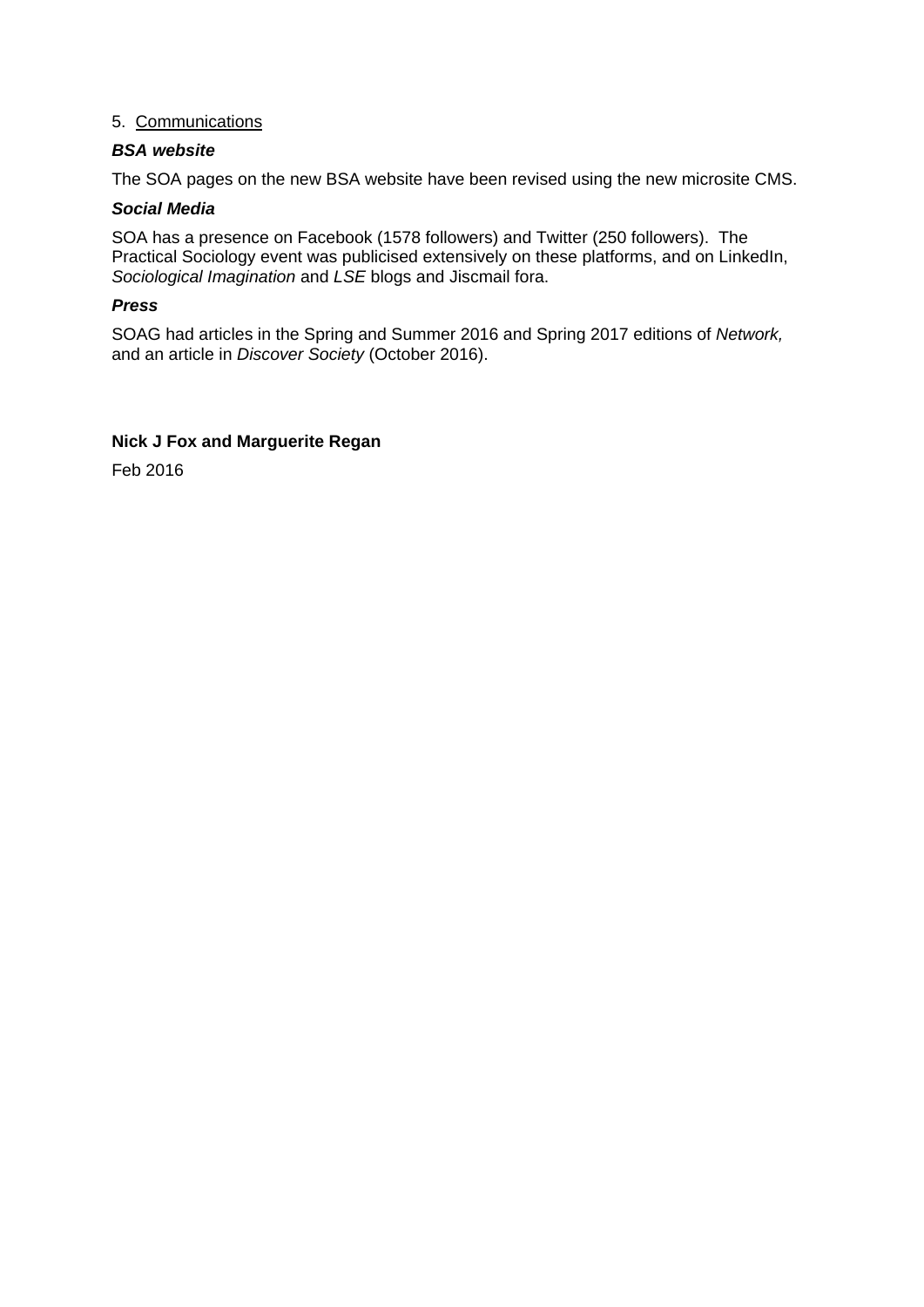## 5. Communications

***BSA website***

The SOA pages on the new BSA website have been revised using the new microsite CMS.

***Social Media***

SOA has a presence on Facebook (1578 followers) and Twitter (250 followers). The Practical Sociology event was publicised extensively on these platforms, and on LinkedIn, *Sociological Imagination* and *LSE* blogs and Jiscmail fora.

***Press***

SOAG had articles in the Spring and Summer 2016 and Spring 2017 editions of *Network,* and an article in *Discover Society* (October 2016).

**Nick J Fox and Marguerite Regan**

Feb 2016